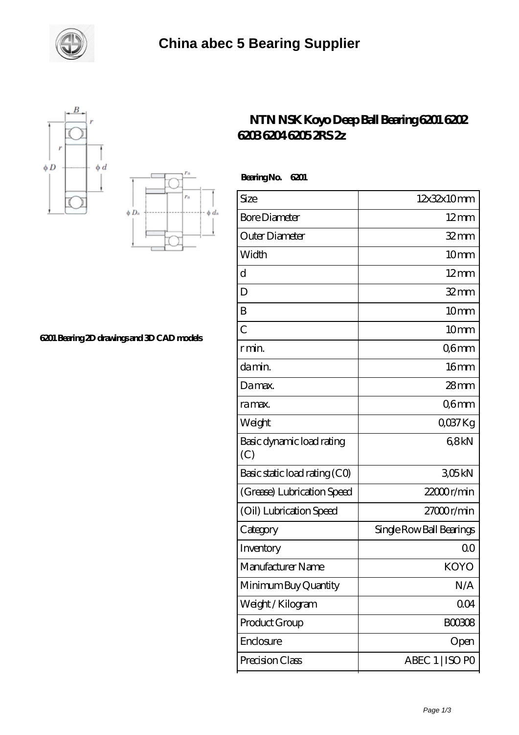# China abec 5 Bearing Supplier

## NTN NSK Koyo Deep Ball Bearing 6201 6202 6203 6204 6205 2RS 2z

6201 Bearing 2D drawings and 3D CAD models

**Bearing No. 6201**

| Size | 12x32x10 mm |
|---|---|
| Bore Diameter | 12 mm |
| Outer Diameter | 32 mm |
| Width | 10 mm |
| d | 12 mm |
| D | 32 mm |
| B | 10 mm |
| C | 10 mm |
| r min. | 0,6 mm |
| da min. | 16 mm |
| Da max. | 28 mm |
| ra max. | 0,6 mm |
| Weight | 0,037 Kg |
| Basic dynamic load rating (C) | 6,8 kN |
| Basic static load rating (C0) | 3,05 kN |
| (Grease) Lubrication Speed | 22000 r/min |
| (Oil) Lubrication Speed | 27000 r/min |
| Category | Single Row Ball Bearings |
| Inventory | 0.0 |
| Manufacturer Name | KOYO |
| Minimum Buy Quantity | N/A |
| Weight / Kilogram | 0.04 |
| Product Group | B00308 |
| Enclosure | Open |
| Precision Class | ABEC 1 \| ISO P0 |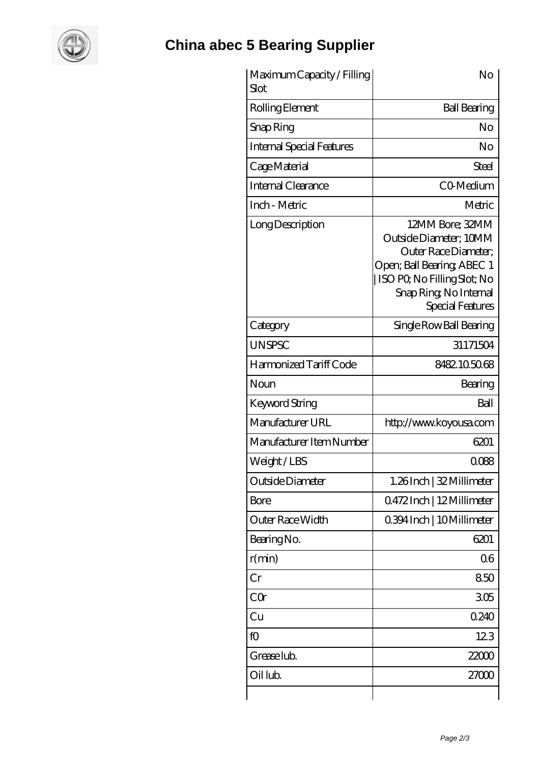# China abec 5 Bearing Supplier

| Maximum Capacity / Filling Slot | No |
|---|---|
| Rolling Element | Ball Bearing |
| Snap Ring | No |
| Internal Special Features | No |
| Cage Material | Steel |
| Internal Clearance | C0-Medium |
| Inch - Metric | Metric |
| Long Description | 12MM Bore; 32MM Outside Diameter; 10MM Outer Race Diameter; Open; Ball Bearing; ABEC 1 \| ISO P0; No Filling Slot; No Snap Ring; No Internal Special Features |
| Category | Single Row Ball Bearing |
| UNSPSC | 31171504 |
| Harmonized Tariff Code | 8482.10.50.68 |
| Noun | Bearing |
| Keyword String | Ball |
| Manufacturer URL | http://www.koyousa.com |
| Manufacturer Item Number | 6201 |
| Weight / LBS | 0.088 |
| Outside Diameter | 1.26 Inch \| 32 Millimeter |
| Bore | 0.472 Inch \| 12 Millimeter |
| Outer Race Width | 0.394 Inch \| 10 Millimeter |
| Bearing No. | 6201 |
| r(min) | 0.6 |
| Cr | 8.50 |
| C0r | 3.05 |
| Cu | 0.240 |
| f0 | 12.3 |
| Grease lub. | 22000 |
| Oil lub. | 27000 |
| | |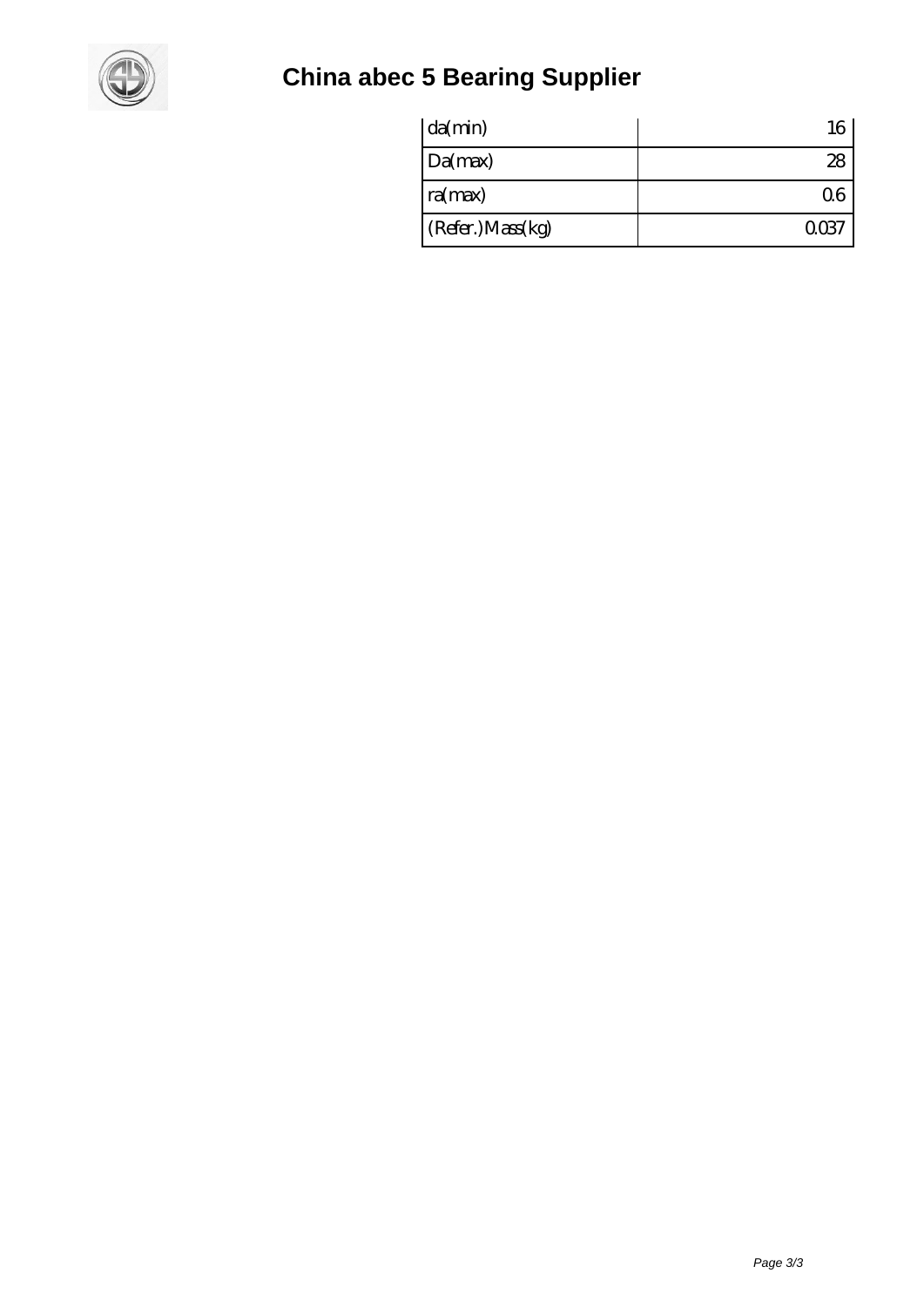| | |
|---|---|
| da(min) | 16 |
| Da(max) | 28 |
| ra(max) | 0.6 |
| (Refer.)Mass(kg) | 0.037 |